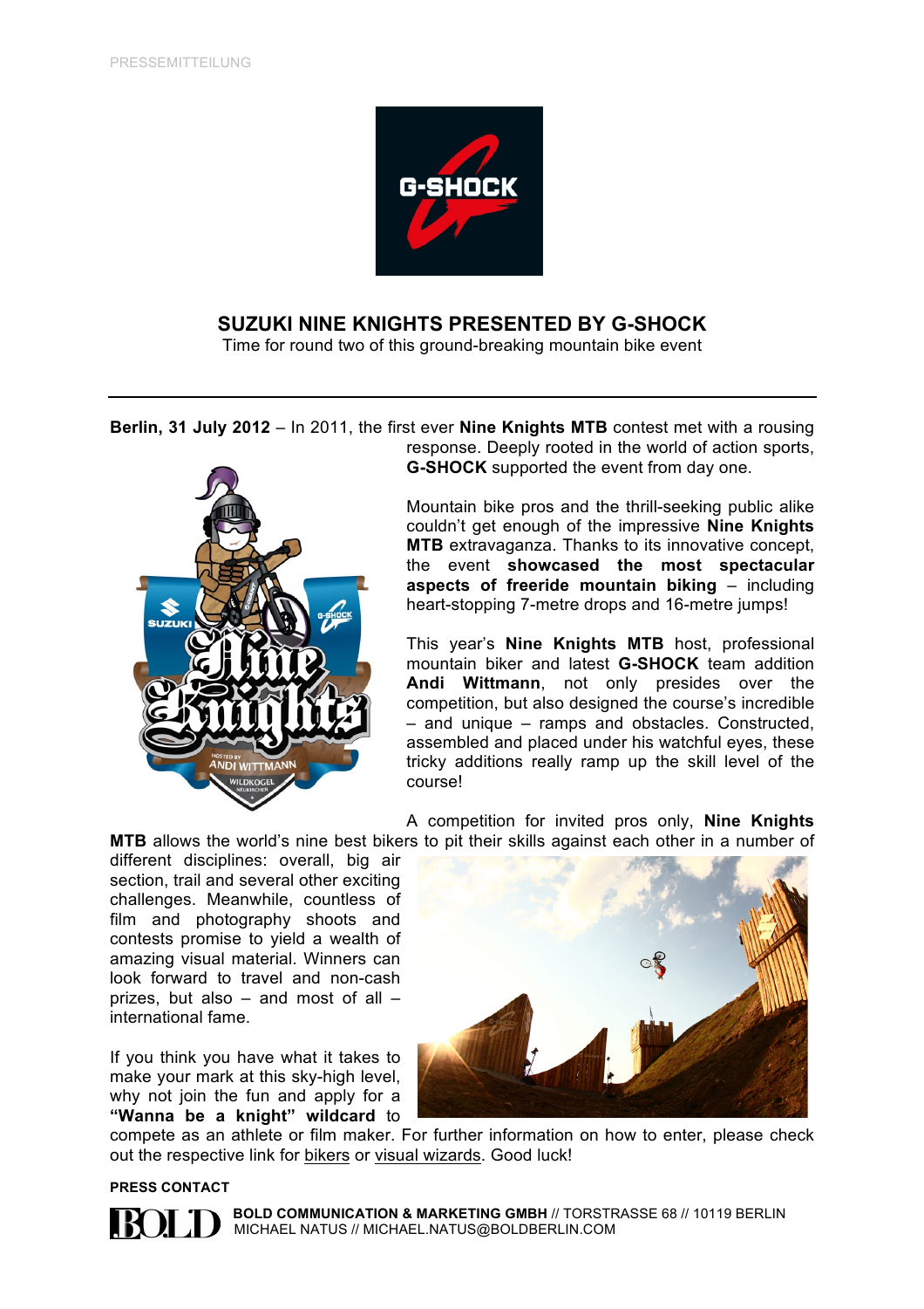PRESSEMITTEILUNG

# SUZUKI NINE KNIGHTS PRESENTED BY G-SHOCK

Time for round two of this ground-breaking mountain bike event

---

**Berlin, 31 July 2012** – In 2011, the first ever **Nine Knights MTB** contest met with a rousing response. Deeply rooted in the world of action sports, **G-SHOCK** supported the event from day one.

Mountain bike pros and the thrill-seeking public alike couldn't get enough of the impressive **Nine Knights MTB** extravaganza. Thanks to its innovative concept, the event **showcased the most spectacular aspects of freeride mountain biking** – including heart-stopping 7-metre drops and 16-metre jumps!

This year's **Nine Knights MTB** host, professional mountain biker and latest **G-SHOCK** team addition **Andi Wittmann**, not only presides over the competition, but also designed the course's incredible – and unique – ramps and obstacles. Constructed, assembled and placed under his watchful eyes, these tricky additions really ramp up the skill level of the course!

A competition for invited pros only, **Nine Knights MTB** allows the world's nine best bikers to pit their skills against each other in a number of different disciplines: overall, big air section, trail and several other exciting challenges. Meanwhile, countless of film and photography shoots and contests promise to yield a wealth of amazing visual material. Winners can look forward to travel and non-cash prizes, but also – and most of all – international fame.

If you think you have what it takes to make your mark at this sky-high level, why not join the fun and apply for a **"Wanna be a knight" wildcard** to compete as an athlete or film maker. For further information on how to enter, please check out the respective link for bikers or visual wizards. Good luck!

**PRESS CONTACT**

**BOLD COMMUNICATION & MARKETING GMBH** // TORSTRASSE 68 // 10119 BERLIN
MICHAEL NATUS // MICHAEL.NATUS@BOLDBERLIN.COM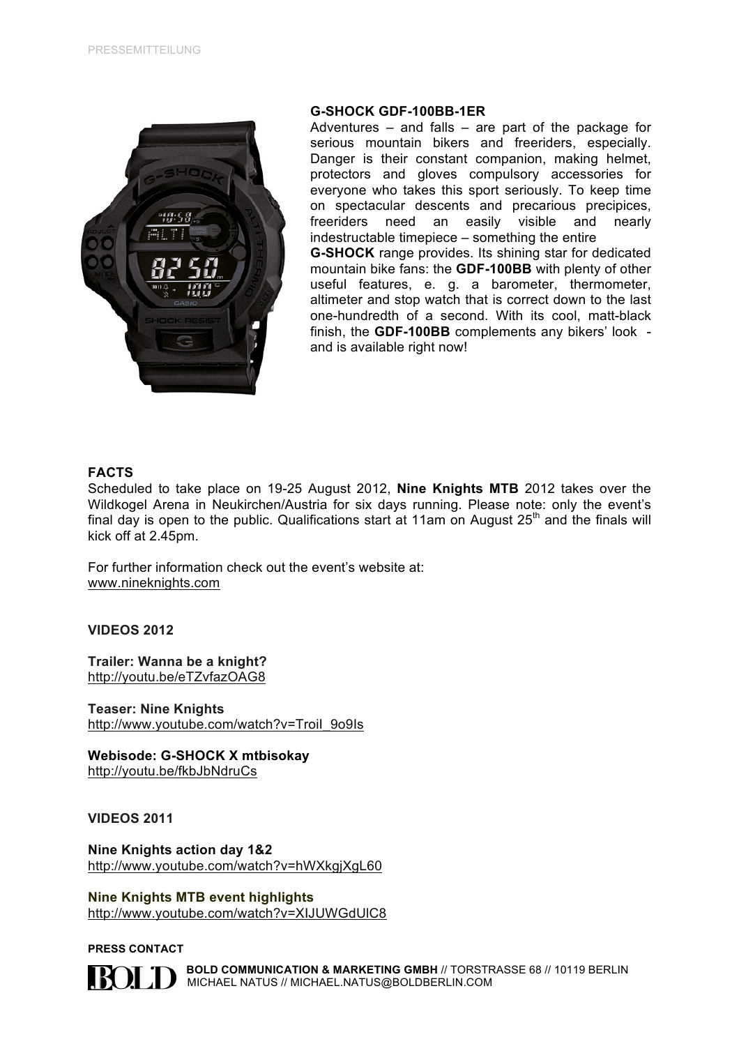PRESSEMITTEILUNG

**G-SHOCK GDF-100BB-1ER**

Adventures – and falls – are part of the package for serious mountain bikers and freeriders, especially. Danger is their constant companion, making helmet, protectors and gloves compulsory accessories for everyone who takes this sport seriously. To keep time on spectacular descents and precarious precipices, freeriders need an easily visible and nearly indestructable timepiece – something the entire **G-SHOCK** range provides. Its shining star for dedicated mountain bike fans: the **GDF-100BB** with plenty of other useful features, e. g. a barometer, thermometer, altimeter and stop watch that is correct down to the last one-hundredth of a second. With its cool, matt-black finish, the **GDF-100BB** complements any bikers' look - and is available right now!

**FACTS**

Scheduled to take place on 19-25 August 2012, **Nine Knights MTB** 2012 takes over the Wildkogel Arena in Neukirchen/Austria for six days running. Please note: only the event's final day is open to the public. Qualifications start at 11am on August 25th and the finals will kick off at 2.45pm.

For further information check out the event's website at:
www.nineknights.com

**VIDEOS 2012**

**Trailer: Wanna be a knight?**
http://youtu.be/eTZvfazOAG8

**Teaser: Nine Knights**
http://www.youtube.com/watch?v=TroiI_9o9Is

**Webisode: G-SHOCK X mtbisokay**
http://youtu.be/fkbJbNdruCs

**VIDEOS 2011**

**Nine Knights action day 1&2**
http://www.youtube.com/watch?v=hWXkgjXgL60

**Nine Knights MTB event highlights**
http://www.youtube.com/watch?v=XIJUWGdUlC8

**PRESS CONTACT**

**BOLD COMMUNICATION & MARKETING GMBH** // TORSTRASSE 68 // 10119 BERLIN
MICHAEL NATUS // MICHAEL.NATUS@BOLDBERLIN.COM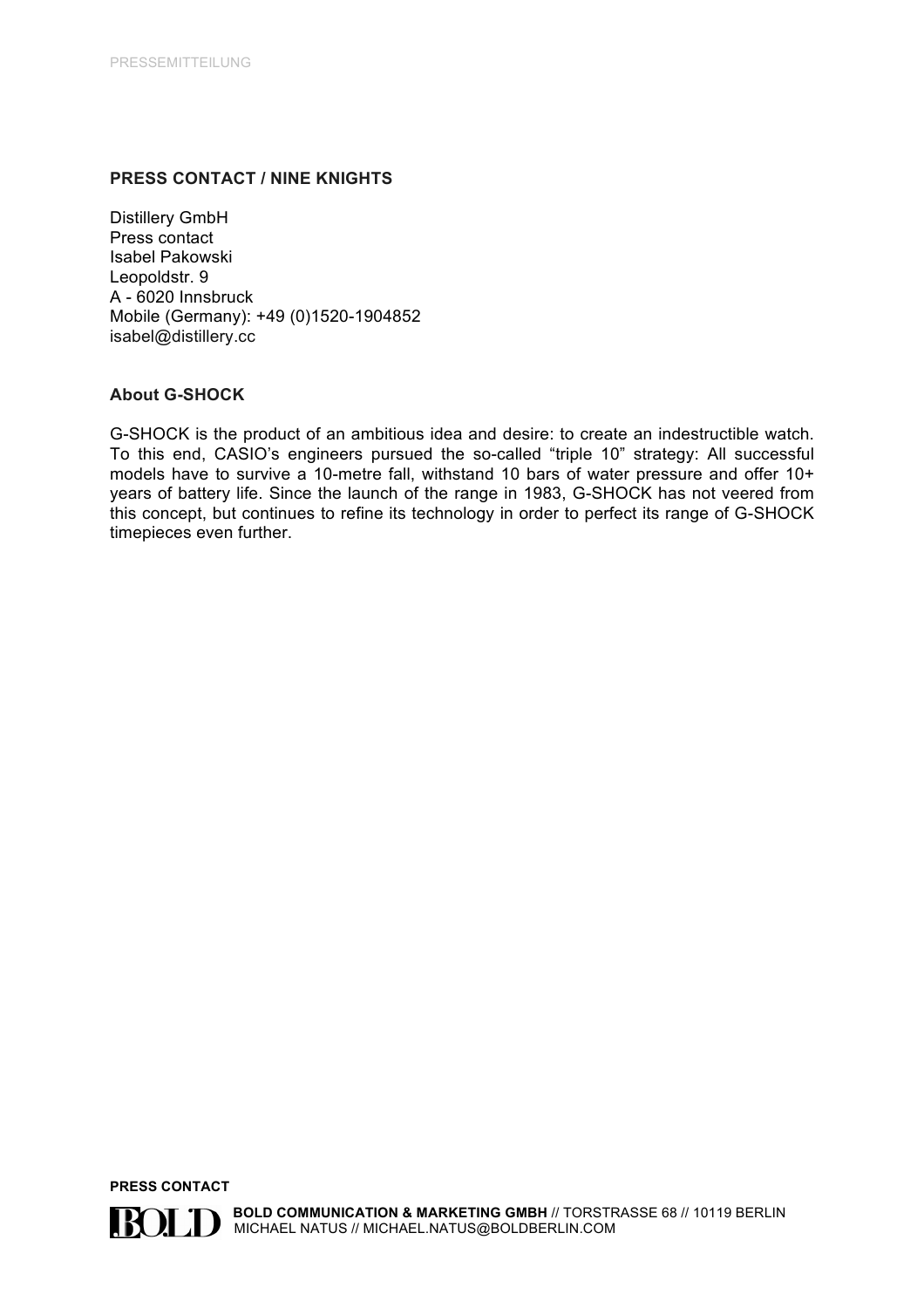**PRESS CONTACT / NINE KNIGHTS**

Distillery GmbH
Press contact
Isabel Pakowski
Leopoldstr. 9
A - 6020 Innsbruck
Mobile (Germany): +49 (0)1520-1904852
isabel@distillery.cc

**About G-SHOCK**

G-SHOCK is the product of an ambitious idea and desire: to create an indestructible watch. To this end, CASIO's engineers pursued the so-called "triple 10" strategy: All successful models have to survive a 10-metre fall, withstand 10 bars of water pressure and offer 10+ years of battery life. Since the launch of the range in 1983, G-SHOCK has not veered from this concept, but continues to refine its technology in order to perfect its range of G-SHOCK timepieces even further.

**PRESS CONTACT**

BOLD

**BOLD COMMUNICATION & MARKETING GMBH** // TORSTRASSE 68 // 10119 BERLIN
MICHAEL NATUS // MICHAEL.NATUS@BOLDBERLIN.COM